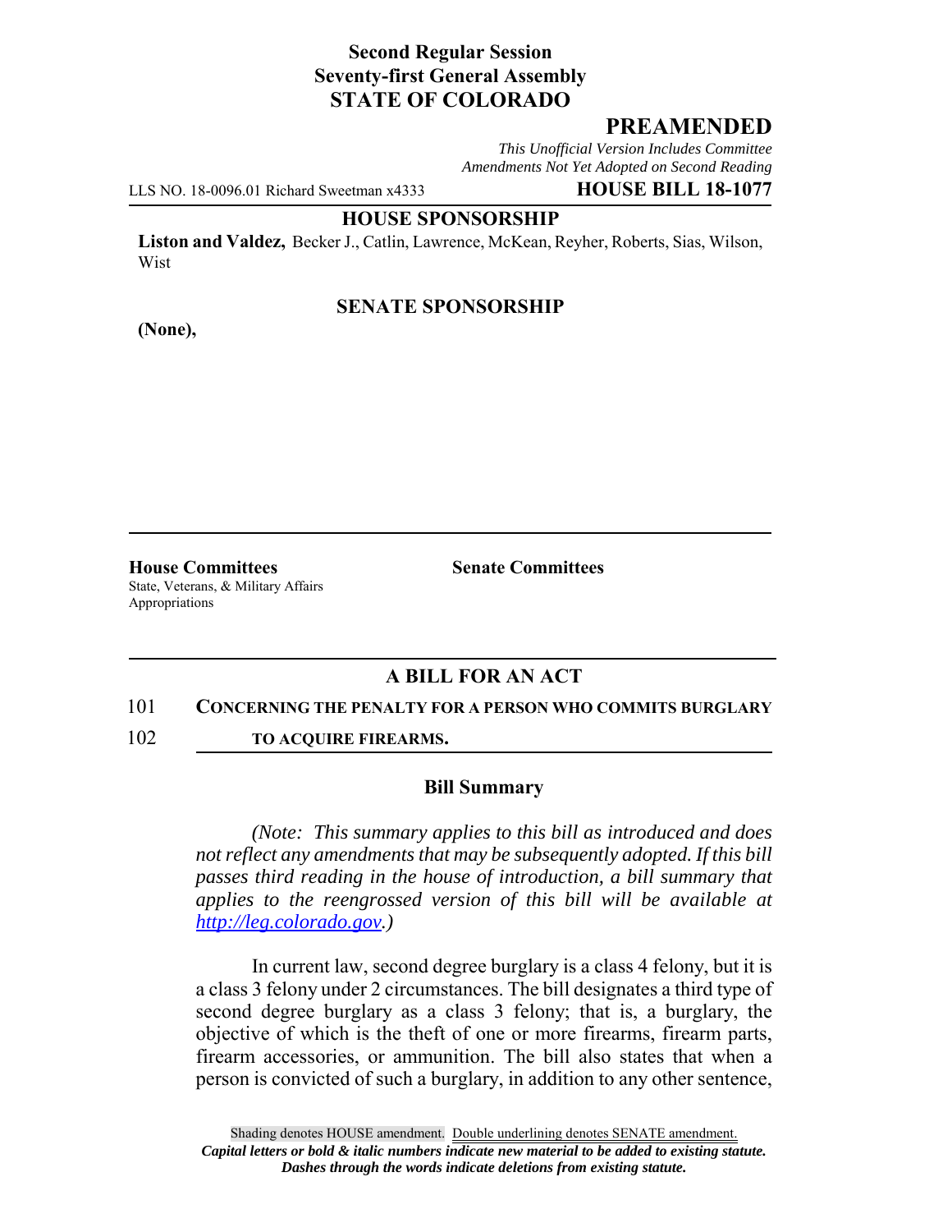**Second Regular Session**
**Seventy-first General Assembly**
**STATE OF COLORADO**

## PREAMENDED

*This Unofficial Version Includes Committee Amendments Not Yet Adopted on Second Reading*

LLS NO. 18-0096.01 Richard Sweetman x4333 **HOUSE BILL 18-1077**

**HOUSE SPONSORSHIP**

**Liston and Valdez,** Becker J., Catlin, Lawrence, McKean, Reyher, Roberts, Sias, Wilson, Wist

**SENATE SPONSORSHIP**

**(None),**

**House Committees**
State, Veterans, & Military Affairs
Appropriations

**Senate Committees**

## A BILL FOR AN ACT

101 **CONCERNING THE PENALTY FOR A PERSON WHO COMMITS BURGLARY**
102 **TO ACQUIRE FIREARMS.**

### Bill Summary

*(Note: This summary applies to this bill as introduced and does not reflect any amendments that may be subsequently adopted. If this bill passes third reading in the house of introduction, a bill summary that applies to the reengrossed version of this bill will be available at http://leg.colorado.gov.)*

In current law, second degree burglary is a class 4 felony, but it is a class 3 felony under 2 circumstances. The bill designates a third type of second degree burglary as a class 3 felony; that is, a burglary, the objective of which is the theft of one or more firearms, firearm parts, firearm accessories, or ammunition. The bill also states that when a person is convicted of such a burglary, in addition to any other sentence,

Shading denotes HOUSE amendment. Double underlining denotes SENATE amendment.
*Capital letters or bold & italic numbers indicate new material to be added to existing statute.*
*Dashes through the words indicate deletions from existing statute.*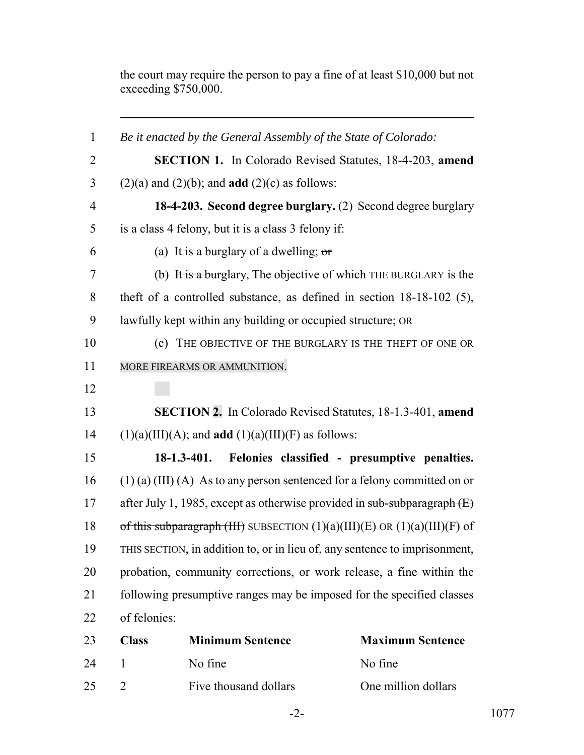the court may require the person to pay a fine of at least $10,000 but not exceeding $750,000.

---

*Be it enacted by the General Assembly of the State of Colorado:*

**SECTION 1.** In Colorado Revised Statutes, 18-4-203, **amend** (2)(a) and (2)(b); and **add** (2)(c) as follows:

**18-4-203. Second degree burglary.** (2) Second degree burglary is a class 4 felony, but it is a class 3 felony if:

(a) It is a burglary of a dwelling; ~~or~~

(b) ~~It is a burglary,~~ The objective of ~~which~~ THE BURGLARY is the theft of a controlled substance, as defined in section 18-18-102 (5), lawfully kept within any building or occupied structure; OR

(c) THE OBJECTIVE OF THE BURGLARY IS THE THEFT OF ONE OR MORE FIREARMS OR AMMUNITION.

**SECTION 2.** In Colorado Revised Statutes, 18-1.3-401, **amend** (1)(a)(III)(A); and **add** (1)(a)(III)(F) as follows:

**18-1.3-401. Felonies classified - presumptive penalties.** (1) (a) (III) (A) As to any person sentenced for a felony committed on or after July 1, 1985, except as otherwise provided in ~~sub-subparagraph (E) of this subparagraph (III)~~ SUBSECTION (1)(a)(III)(E) OR (1)(a)(III)(F) of THIS SECTION, in addition to, or in lieu of, any sentence to imprisonment, probation, community corrections, or work release, a fine within the following presumptive ranges may be imposed for the specified classes of felonies:

| Class | Minimum Sentence | Maximum Sentence |
|---|---|---|
| 1 | No fine | No fine |
| 2 | Five thousand dollars | One million dollars |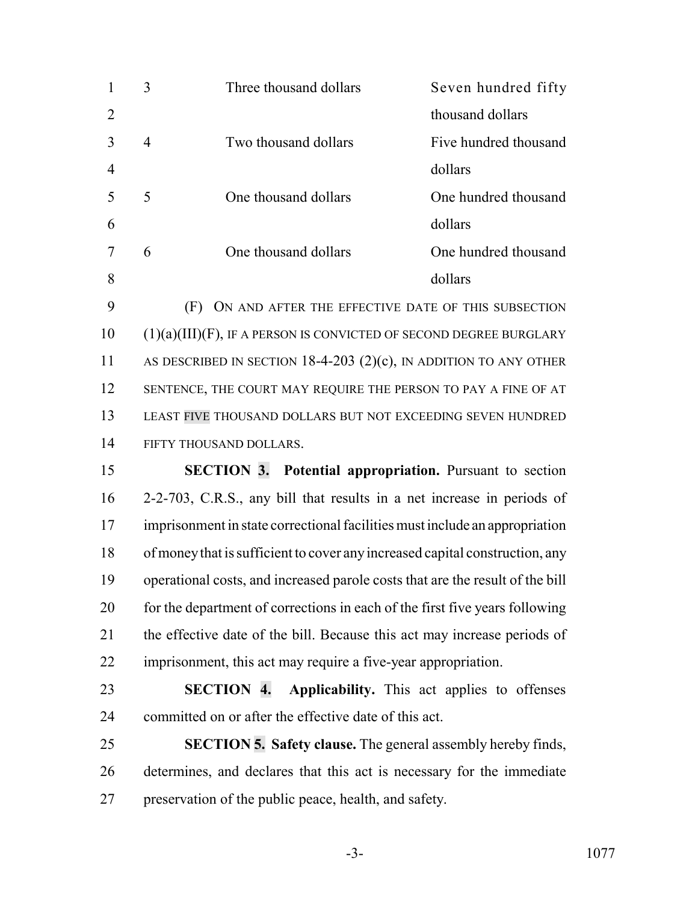| | | |
|---|---|---|
| 3 | Three thousand dollars | Seven hundred fifty thousand dollars |
| 4 | Two thousand dollars | Five hundred thousand dollars |
| 5 | One thousand dollars | One hundred thousand dollars |
| 6 | One thousand dollars | One hundred thousand dollars |

(F) ON AND AFTER THE EFFECTIVE DATE OF THIS SUBSECTION (1)(a)(III)(F), IF A PERSON IS CONVICTED OF SECOND DEGREE BURGLARY AS DESCRIBED IN SECTION 18-4-203 (2)(c), IN ADDITION TO ANY OTHER SENTENCE, THE COURT MAY REQUIRE THE PERSON TO PAY A FINE OF AT LEAST FIVE THOUSAND DOLLARS BUT NOT EXCEEDING SEVEN HUNDRED FIFTY THOUSAND DOLLARS.

**SECTION 3. Potential appropriation.** Pursuant to section 2-2-703, C.R.S., any bill that results in a net increase in periods of imprisonment in state correctional facilities must include an appropriation of money that is sufficient to cover any increased capital construction, any operational costs, and increased parole costs that are the result of the bill for the department of corrections in each of the first five years following the effective date of the bill. Because this act may increase periods of imprisonment, this act may require a five-year appropriation.

**SECTION 4. Applicability.** This act applies to offenses committed on or after the effective date of this act.

**SECTION 5. Safety clause.** The general assembly hereby finds, determines, and declares that this act is necessary for the immediate preservation of the public peace, health, and safety.